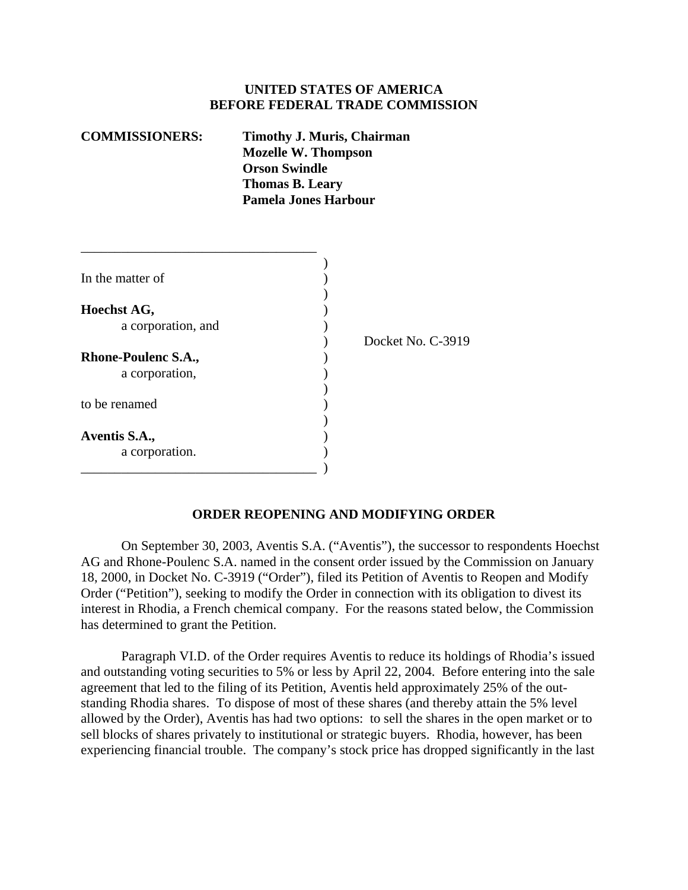**UNITED STATES OF AMERICA**
**BEFORE FEDERAL TRADE COMMISSION**

**COMMISSIONERS:** **Timothy J. Muris, Chairman**
**Mozelle W. Thompson**
**Orson Swindle**
**Thomas B. Leary**
**Pamela Jones Harbour**

In the matter of

**Hoechst AG,**
a corporation, and

**Rhone-Poulenc S.A.,**
a corporation,

to be renamed

**Aventis S.A.,**
a corporation.

Docket No. C-3919

**ORDER REOPENING AND MODIFYING ORDER**

On September 30, 2003, Aventis S.A. ("Aventis"), the successor to respondents Hoechst AG and Rhone-Poulenc S.A. named in the consent order issued by the Commission on January 18, 2000, in Docket No. C-3919 ("Order"), filed its Petition of Aventis to Reopen and Modify Order ("Petition"), seeking to modify the Order in connection with its obligation to divest its interest in Rhodia, a French chemical company. For the reasons stated below, the Commission has determined to grant the Petition.

Paragraph VI.D. of the Order requires Aventis to reduce its holdings of Rhodia's issued and outstanding voting securities to 5% or less by April 22, 2004. Before entering into the sale agreement that led to the filing of its Petition, Aventis held approximately 25% of the out-standing Rhodia shares. To dispose of most of these shares (and thereby attain the 5% level allowed by the Order), Aventis has had two options: to sell the shares in the open market or to sell blocks of shares privately to institutional or strategic buyers. Rhodia, however, has been experiencing financial trouble. The company's stock price has dropped significantly in the last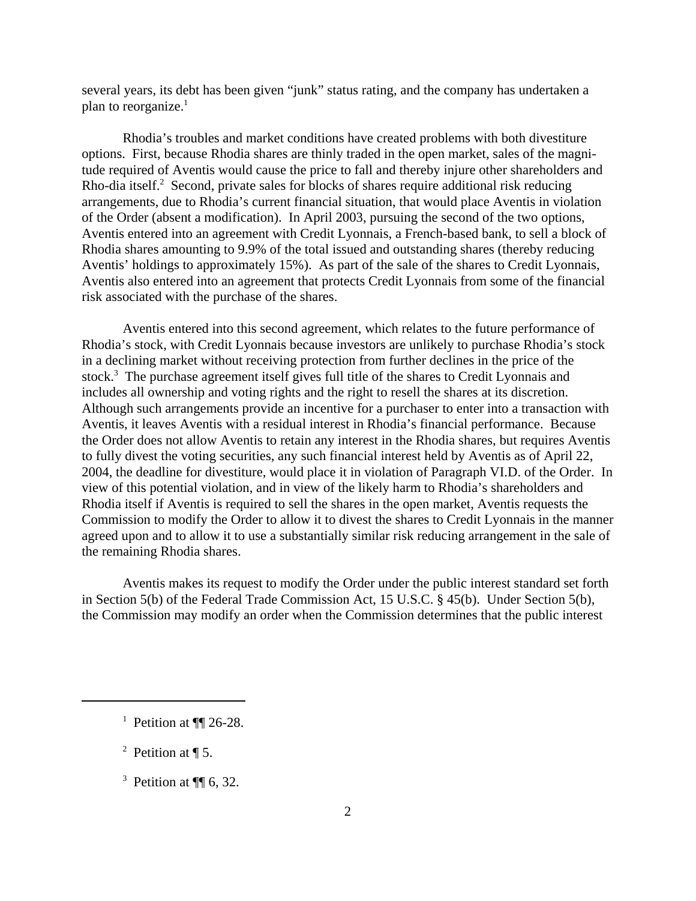several years, its debt has been given "junk" status rating, and the company has undertaken a plan to reorganize.[1]

Rhodia's troubles and market conditions have created problems with both divestiture options. First, because Rhodia shares are thinly traded in the open market, sales of the magnitude required of Aventis would cause the price to fall and thereby injure other shareholders and Rho-dia itself.[2] Second, private sales for blocks of shares require additional risk reducing arrangements, due to Rhodia's current financial situation, that would place Aventis in violation of the Order (absent a modification). In April 2003, pursuing the second of the two options, Aventis entered into an agreement with Credit Lyonnais, a French-based bank, to sell a block of Rhodia shares amounting to 9.9% of the total issued and outstanding shares (thereby reducing Aventis' holdings to approximately 15%). As part of the sale of the shares to Credit Lyonnais, Aventis also entered into an agreement that protects Credit Lyonnais from some of the financial risk associated with the purchase of the shares.

Aventis entered into this second agreement, which relates to the future performance of Rhodia's stock, with Credit Lyonnais because investors are unlikely to purchase Rhodia's stock in a declining market without receiving protection from further declines in the price of the stock.[3] The purchase agreement itself gives full title of the shares to Credit Lyonnais and includes all ownership and voting rights and the right to resell the shares at its discretion. Although such arrangements provide an incentive for a purchaser to enter into a transaction with Aventis, it leaves Aventis with a residual interest in Rhodia's financial performance. Because the Order does not allow Aventis to retain any interest in the Rhodia shares, but requires Aventis to fully divest the voting securities, any such financial interest held by Aventis as of April 22, 2004, the deadline for divestiture, would place it in violation of Paragraph VI.D. of the Order. In view of this potential violation, and in view of the likely harm to Rhodia's shareholders and Rhodia itself if Aventis is required to sell the shares in the open market, Aventis requests the Commission to modify the Order to allow it to divest the shares to Credit Lyonnais in the manner agreed upon and to allow it to use a substantially similar risk reducing arrangement in the sale of the remaining Rhodia shares.

Aventis makes its request to modify the Order under the public interest standard set forth in Section 5(b) of the Federal Trade Commission Act, 15 U.S.C. § 45(b). Under Section 5(b), the Commission may modify an order when the Commission determines that the public interest

---

[1] Petition at ¶¶ 26-28.

[2] Petition at ¶ 5.

[3] Petition at ¶¶ 6, 32.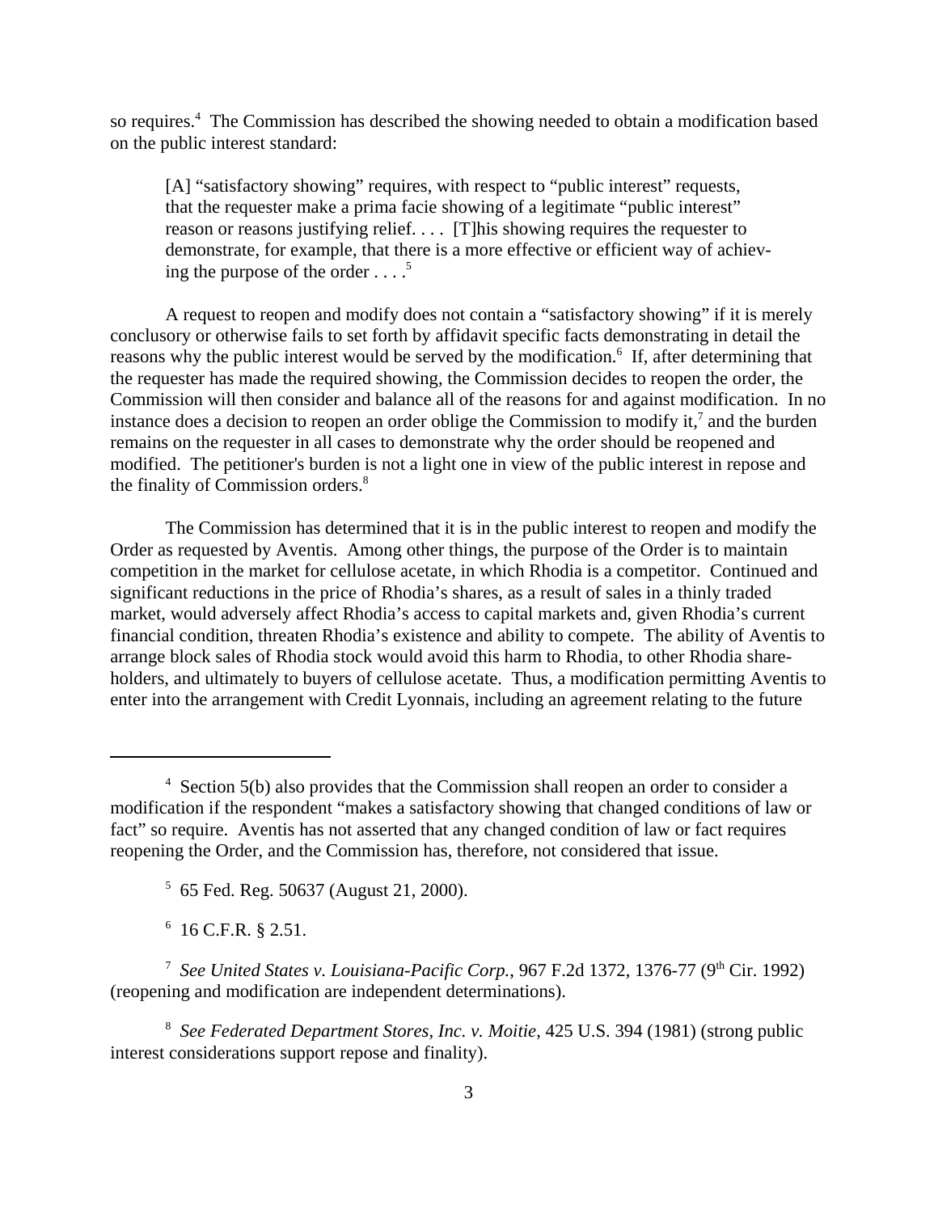so requires.[4] The Commission has described the showing needed to obtain a modification based on the public interest standard:

> [A] "satisfactory showing" requires, with respect to "public interest" requests, that the requester make a prima facie showing of a legitimate "public interest" reason or reasons justifying relief. . . . [T]his showing requires the requester to demonstrate, for example, that there is a more effective or efficient way of achieving the purpose of the order . . . .[5]

A request to reopen and modify does not contain a "satisfactory showing" if it is merely conclusory or otherwise fails to set forth by affidavit specific facts demonstrating in detail the reasons why the public interest would be served by the modification.[6] If, after determining that the requester has made the required showing, the Commission decides to reopen the order, the Commission will then consider and balance all of the reasons for and against modification. In no instance does a decision to reopen an order oblige the Commission to modify it,[7] and the burden remains on the requester in all cases to demonstrate why the order should be reopened and modified. The petitioner's burden is not a light one in view of the public interest in repose and the finality of Commission orders.[8]

The Commission has determined that it is in the public interest to reopen and modify the Order as requested by Aventis. Among other things, the purpose of the Order is to maintain competition in the market for cellulose acetate, in which Rhodia is a competitor. Continued and significant reductions in the price of Rhodia's shares, as a result of sales in a thinly traded market, would adversely affect Rhodia's access to capital markets and, given Rhodia's current financial condition, threaten Rhodia's existence and ability to compete. The ability of Aventis to arrange block sales of Rhodia stock would avoid this harm to Rhodia, to other Rhodia shareholders, and ultimately to buyers of cellulose acetate. Thus, a modification permitting Aventis to enter into the arrangement with Credit Lyonnais, including an agreement relating to the future

---

[4] Section 5(b) also provides that the Commission shall reopen an order to consider a modification if the respondent "makes a satisfactory showing that changed conditions of law or fact" so require. Aventis has not asserted that any changed condition of law or fact requires reopening the Order, and the Commission has, therefore, not considered that issue.

[5] 65 Fed. Reg. 50637 (August 21, 2000).

[6] 16 C.F.R. § 2.51.

[7] *See United States v. Louisiana-Pacific Corp.*, 967 F.2d 1372, 1376-77 (9th Cir. 1992) (reopening and modification are independent determinations).

[8] *See Federated Department Stores, Inc. v. Moitie*, 425 U.S. 394 (1981) (strong public interest considerations support repose and finality).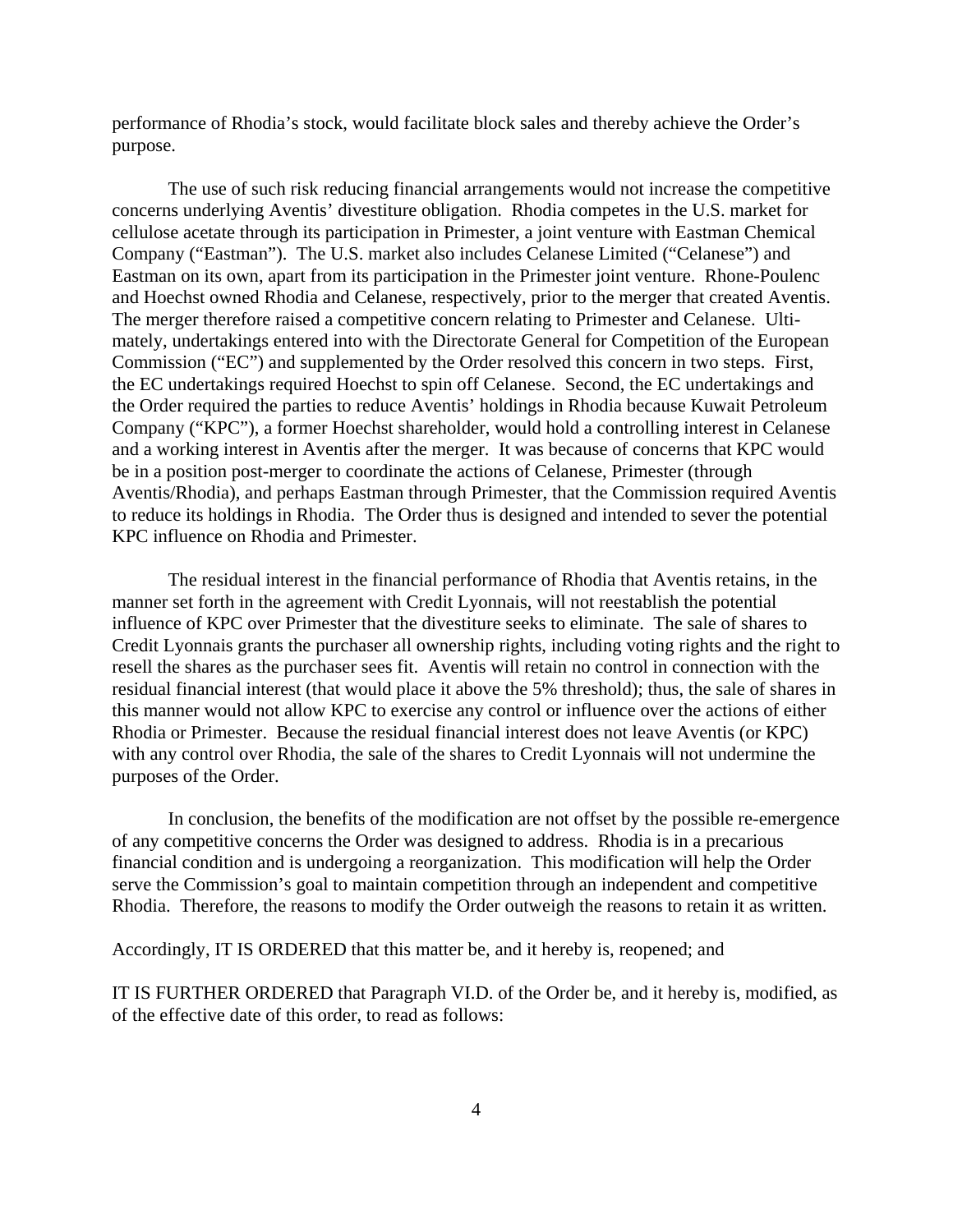performance of Rhodia's stock, would facilitate block sales and thereby achieve the Order's purpose.

The use of such risk reducing financial arrangements would not increase the competitive concerns underlying Aventis' divestiture obligation. Rhodia competes in the U.S. market for cellulose acetate through its participation in Primester, a joint venture with Eastman Chemical Company ("Eastman"). The U.S. market also includes Celanese Limited ("Celanese") and Eastman on its own, apart from its participation in the Primester joint venture. Rhone-Poulenc and Hoechst owned Rhodia and Celanese, respectively, prior to the merger that created Aventis. The merger therefore raised a competitive concern relating to Primester and Celanese. Ultimately, undertakings entered into with the Directorate General for Competition of the European Commission ("EC") and supplemented by the Order resolved this concern in two steps. First, the EC undertakings required Hoechst to spin off Celanese. Second, the EC undertakings and the Order required the parties to reduce Aventis' holdings in Rhodia because Kuwait Petroleum Company ("KPC"), a former Hoechst shareholder, would hold a controlling interest in Celanese and a working interest in Aventis after the merger. It was because of concerns that KPC would be in a position post-merger to coordinate the actions of Celanese, Primester (through Aventis/Rhodia), and perhaps Eastman through Primester, that the Commission required Aventis to reduce its holdings in Rhodia. The Order thus is designed and intended to sever the potential KPC influence on Rhodia and Primester.

The residual interest in the financial performance of Rhodia that Aventis retains, in the manner set forth in the agreement with Credit Lyonnais, will not reestablish the potential influence of KPC over Primester that the divestiture seeks to eliminate. The sale of shares to Credit Lyonnais grants the purchaser all ownership rights, including voting rights and the right to resell the shares as the purchaser sees fit. Aventis will retain no control in connection with the residual financial interest (that would place it above the 5% threshold); thus, the sale of shares in this manner would not allow KPC to exercise any control or influence over the actions of either Rhodia or Primester. Because the residual financial interest does not leave Aventis (or KPC) with any control over Rhodia, the sale of the shares to Credit Lyonnais will not undermine the purposes of the Order.

In conclusion, the benefits of the modification are not offset by the possible re-emergence of any competitive concerns the Order was designed to address. Rhodia is in a precarious financial condition and is undergoing a reorganization. This modification will help the Order serve the Commission's goal to maintain competition through an independent and competitive Rhodia. Therefore, the reasons to modify the Order outweigh the reasons to retain it as written.

Accordingly, IT IS ORDERED that this matter be, and it hereby is, reopened; and

IT IS FURTHER ORDERED that Paragraph VI.D. of the Order be, and it hereby is, modified, as of the effective date of this order, to read as follows: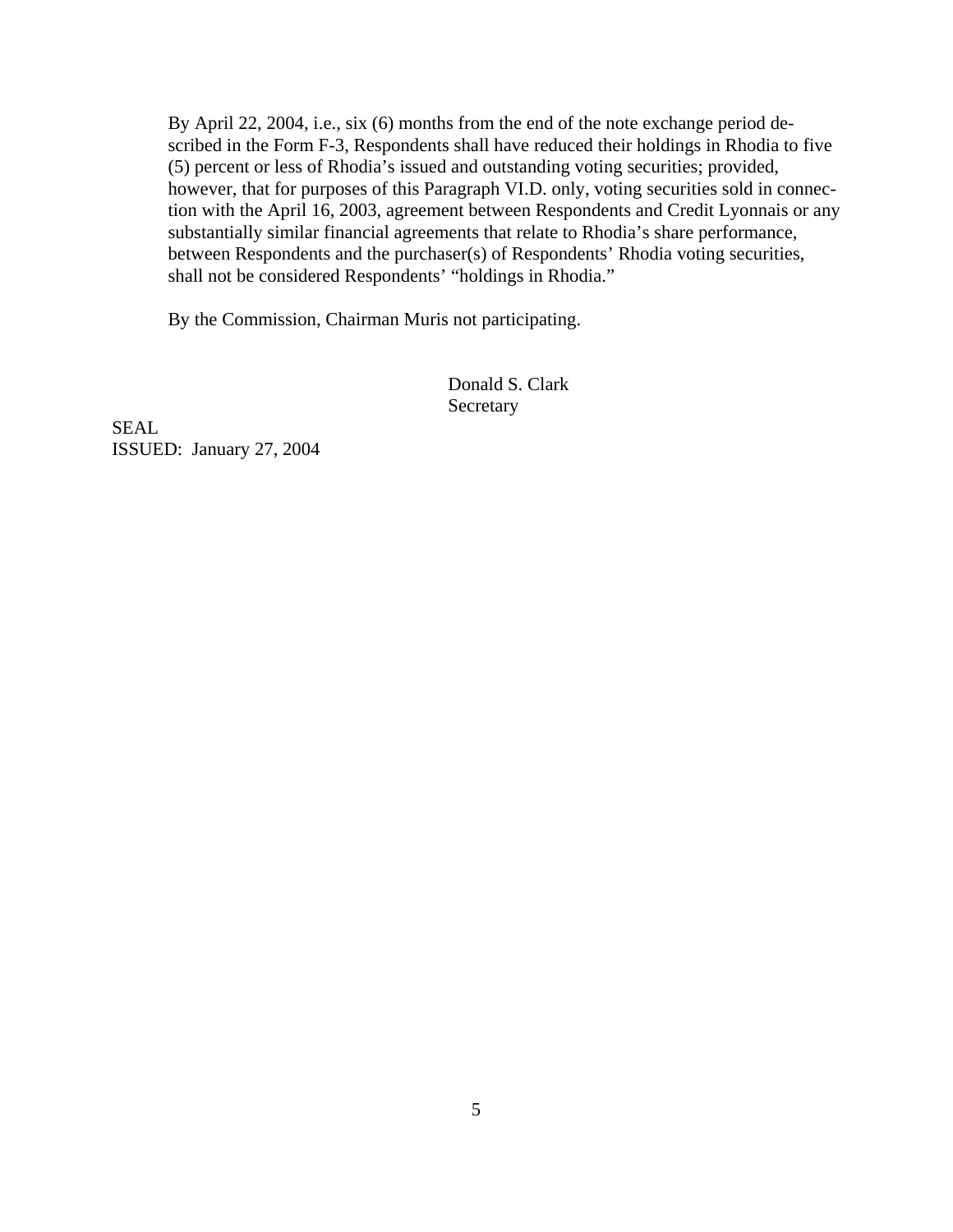By April 22, 2004, i.e., six (6) months from the end of the note exchange period described in the Form F-3, Respondents shall have reduced their holdings in Rhodia to five (5) percent or less of Rhodia's issued and outstanding voting securities; provided, however, that for purposes of this Paragraph VI.D. only, voting securities sold in connection with the April 16, 2003, agreement between Respondents and Credit Lyonnais or any substantially similar financial agreements that relate to Rhodia's share performance, between Respondents and the purchaser(s) of Respondents' Rhodia voting securities, shall not be considered Respondents' "holdings in Rhodia."

By the Commission, Chairman Muris not participating.

Donald S. Clark
Secretary

SEAL
ISSUED: January 27, 2004